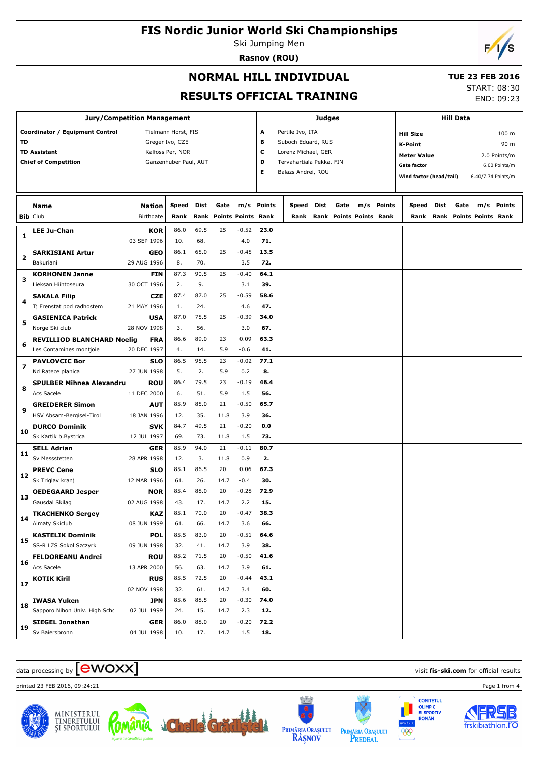# FIS Nordic Junior World Ski Championships

Ski Jumping Men

**Rasnov (ROU)**

## NORMAL HILL INDIVIDUAL

## RESULTS OFFICIAL TRAINING

**TUE 23 FEB 2016**

START: 08:30

END: 09:23

| Jury/Competition Management | |
|---|---|
| **Coordinator / Equipment Control** | Tielmann Horst, FIS |
| **TD** | Greger Ivo, CZE |
| **TD Assistant** | Kalfoss Per, NOR |
| **Chief of Competition** | Ganzenhuber Paul, AUT |

| Judges | |
|---|---|
| **A** | Pertile Ivo, ITA |
| **B** | Suboch Eduard, RUS |
| **C** | Lorenz Michael, GER |
| **D** | Tervahartiala Pekka, FIN |
| **E** | Balazs Andrei, ROU |

| Hill Data | |
|---|---|
| **Hill Size** | 100 m |
| **K-Point** | 90 m |
| **Meter Value** | 2.0 Points/m |
| **Gate factor** | 6.00 Points/m |
| **Wind factor (head/tail)** | 6.40/7.74 Points/m |

| Bib | Name / Club | Nation / Birthdate | Speed / Rank | Dist / Rank | Gate / Points | m/s / Points | Points / Rank | Speed / Rank | Dist / Rank | Gate / Points | m/s / Points | Points / Rank | Speed / Rank | Dist / Rank | Gate / Points | m/s / Points | Points / Rank |
|---|---|---|---|---|---|---|---|---|---|---|---|---|---|---|---|---|---|
| 1 | **LEE Ju-Chan** | **KOR** | 86.0 | 69.5 | 25 | -0.52 | **23.0** | | | | | | | | | | |
| | | 03 SEP 1996 | 10. | 68. | | 4.0 | **71.** | | | | | | | | | | |
| 2 | **SARKISIANI Artur** | **GEO** | 86.1 | 65.0 | 25 | -0.45 | **13.5** | | | | | | | | | | |
| | Bakuriani | 29 AUG 1996 | 8. | 70. | | 3.5 | **72.** | | | | | | | | | | |
| 3 | **KORHONEN Janne** | **FIN** | 87.3 | 90.5 | 25 | -0.40 | **64.1** | | | | | | | | | | |
| | Lieksan Hiihtoseura | 30 OCT 1996 | 2. | 9. | | 3.1 | **39.** | | | | | | | | | | |
| 4 | **SAKALA Filip** | **CZE** | 87.4 | 87.0 | 25 | -0.59 | **58.6** | | | | | | | | | | |
| | Tj Frenstat pod radhostem | 21 MAY 1996 | 1. | 24. | | 4.6 | **47.** | | | | | | | | | | |
| 5 | **GASIENICA Patrick** | **USA** | 87.0 | 75.5 | 25 | -0.39 | **34.0** | | | | | | | | | | |
| | Norge Ski club | 28 NOV 1998 | 3. | 56. | | 3.0 | **67.** | | | | | | | | | | |
| 6 | **REVILLIOD BLANCHARD Noelig** | **FRA** | 86.6 | 89.0 | 23 | 0.09 | **63.3** | | | | | | | | | | |
| | Les Contamines montjoie | 20 DEC 1997 | 4. | 14. | 5.9 | -0.6 | **41.** | | | | | | | | | | |
| 7 | **PAVLOVCIC Bor** | **SLO** | 86.5 | 95.5 | 23 | -0.02 | **77.1** | | | | | | | | | | |
| | Nd Ratece planica | 27 JUN 1998 | 5. | 2. | 5.9 | 0.2 | **8.** | | | | | | | | | | |
| 8 | **SPULBER Mihnea Alexandru** | **ROU** | 86.4 | 79.5 | 23 | -0.19 | **46.4** | | | | | | | | | | |
| | Acs Sacele | 11 DEC 2000 | 6. | 51. | 5.9 | 1.5 | **56.** | | | | | | | | | | |
| 9 | **GREIDERER Simon** | **AUT** | 85.9 | 85.0 | 21 | -0.50 | **65.7** | | | | | | | | | | |
| | HSV Absam-Bergisel-Tirol | 18 JAN 1996 | 12. | 35. | 11.8 | 3.9 | **36.** | | | | | | | | | | |
| 10 | **DURCO Dominik** | **SVK** | 84.7 | 49.5 | 21 | -0.20 | **0.0** | | | | | | | | | | |
| | Sk Kartik b.Bystrica | 12 JUL 1997 | 69. | 73. | 11.8 | 1.5 | **73.** | | | | | | | | | | |
| 11 | **SELL Adrian** | **GER** | 85.9 | 94.0 | 21 | -0.11 | **80.7** | | | | | | | | | | |
| | Sv Messstetten | 28 APR 1998 | 12. | 3. | 11.8 | 0.9 | **2.** | | | | | | | | | | |
| 12 | **PREVC Cene** | **SLO** | 85.1 | 86.5 | 20 | 0.06 | **67.3** | | | | | | | | | | |
| | Sk Triglav kranj | 12 MAR 1996 | 61. | 26. | 14.7 | -0.4 | **30.** | | | | | | | | | | |
| 13 | **OEDEGAARD Jesper** | **NOR** | 85.4 | 88.0 | 20 | -0.28 | **72.9** | | | | | | | | | | |
| | Gausdal Skilag | 02 AUG 1998 | 43. | 17. | 14.7 | 2.2 | **15.** | | | | | | | | | | |
| 14 | **TKACHENKO Sergey** | **KAZ** | 85.1 | 70.0 | 20 | -0.47 | **38.3** | | | | | | | | | | |
| | Almaty Skiclub | 08 JUN 1999 | 61. | 66. | 14.7 | 3.6 | **66.** | | | | | | | | | | |
| 15 | **KASTELIK Dominik** | **POL** | 85.5 | 83.0 | 20 | -0.51 | **64.6** | | | | | | | | | | |
| | SS-R LZS Sokol Szczyrk | 09 JUN 1998 | 32. | 41. | 14.7 | 3.9 | **38.** | | | | | | | | | | |
| 16 | **FELDOREANU Andrei** | **ROU** | 85.2 | 71.5 | 20 | -0.50 | **41.6** | | | | | | | | | | |
| | Acs Sacele | 13 APR 2000 | 56. | 63. | 14.7 | 3.9 | **61.** | | | | | | | | | | |
| 17 | **KOTIK Kiril** | **RUS** | 85.5 | 72.5 | 20 | -0.44 | **43.1** | | | | | | | | | | |
| | | 02 NOV 1998 | 32. | 61. | 14.7 | 3.4 | **60.** | | | | | | | | | | |
| 18 | **IWASA Yuken** | **JPN** | 85.6 | 88.5 | 20 | -0.30 | **74.0** | | | | | | | | | | |
| | Sapporo Nihon Univ. High Schc | 02 JUL 1999 | 24. | 15. | 14.7 | 2.3 | **12.** | | | | | | | | | | |
| 19 | **SIEGEL Jonathan** | **GER** | 86.0 | 88.0 | 20 | -0.20 | **72.2** | | | | | | | | | | |
| | Sv Baiersbronn | 04 JUL 1998 | 10. | 17. | 14.7 | 1.5 | **18.** | | | | | | | | | | |

data processing by ewoxx — visit **fis-ski.com** for official results

printed 23 FEB 2016, 09:24:21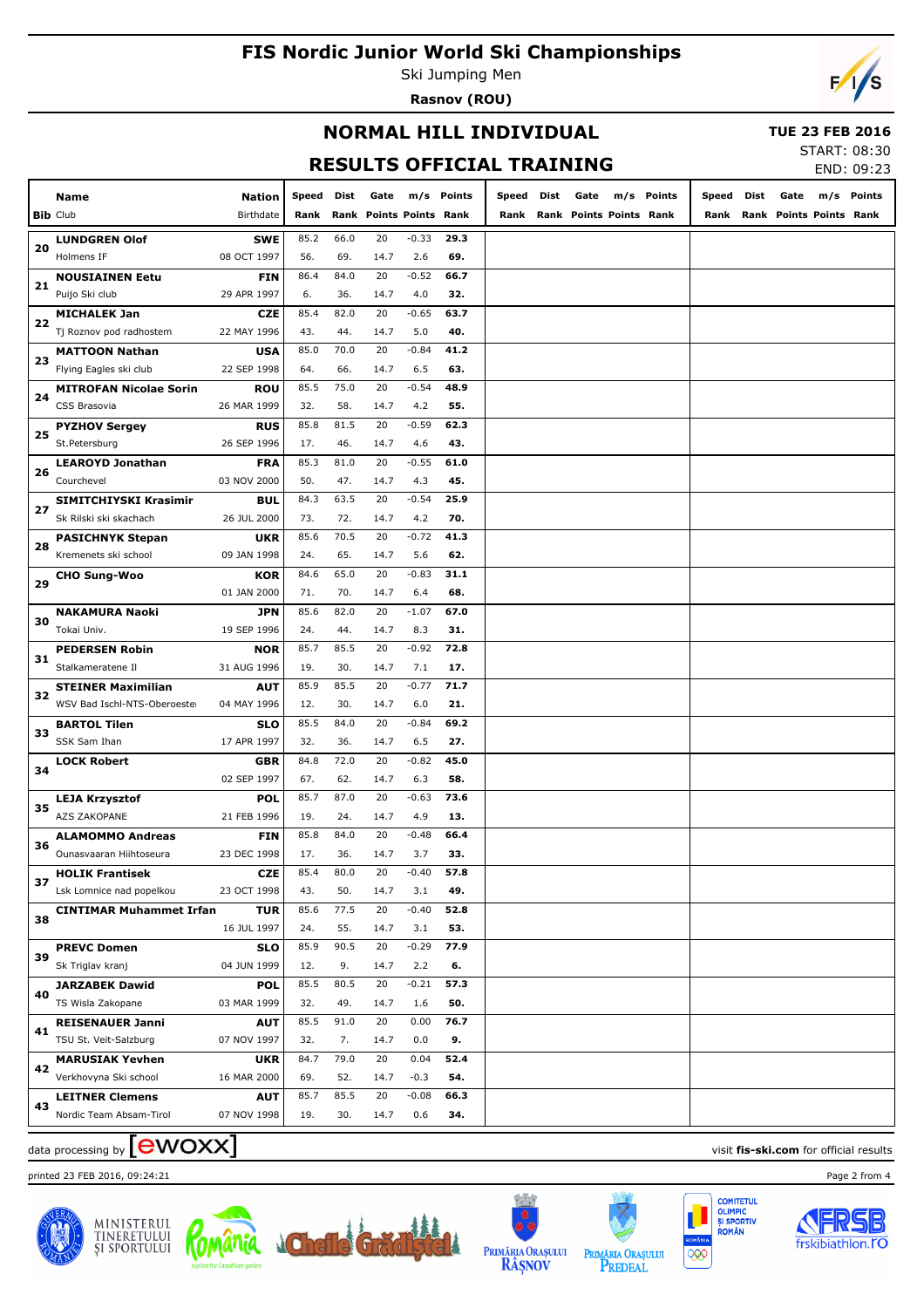# FIS Nordic Junior World Ski Championships

Ski Jumping Men

**Rasnov (ROU)**

## NORMAL HILL INDIVIDUAL

## RESULTS OFFICIAL TRAINING

**TUE 23 FEB 2016**

START: 08:30
END: 09:23

| Bib | Name / Club | Nation / Birthdate | Speed / Rank | Dist / Rank | Gate / Points | m/s / Points | Points / Rank | Speed / Rank | Dist / Rank | Gate / Points | m/s / Points | Points / Rank | Speed / Rank | Dist / Rank | Gate / Points | m/s / Points | Points / Rank |
|---|---|---|---|---|---|---|---|---|---|---|---|---|---|---|---|---|---|
| 20 | **LUNDGREN Olof** / Holmens IF | **SWE** / 08 OCT 1997 | 85.2 / 56. | 66.0 / 69. | 20 / 14.7 | -0.33 / 2.6 | **29.3** / **69.** | | | | | | | | | | |
| 21 | **NOUSIAINEN Eetu** / Puijo Ski club | **FIN** / 29 APR 1997 | 86.4 / 6. | 84.0 / 36. | 20 / 14.7 | -0.52 / 4.0 | **66.7** / **32.** | | | | | | | | | | |
| 22 | **MICHALEK Jan** / Tj Roznov pod radhostem | **CZE** / 22 MAY 1996 | 85.4 / 43. | 82.0 / 44. | 20 / 14.7 | -0.65 / 5.0 | **63.7** / **40.** | | | | | | | | | | |
| 23 | **MATTOON Nathan** / Flying Eagles ski club | **USA** / 22 SEP 1998 | 85.0 / 64. | 70.0 / 66. | 20 / 14.7 | -0.84 / 6.5 | **41.2** / **63.** | | | | | | | | | | |
| 24 | **MITROFAN Nicolae Sorin** / CSS Brasovia | **ROU** / 26 MAR 1999 | 85.5 / 32. | 75.0 / 58. | 20 / 14.7 | -0.54 / 4.2 | **48.9** / **55.** | | | | | | | | | | |
| 25 | **PYZHOV Sergey** / St.Petersburg | **RUS** / 26 SEP 1996 | 85.8 / 17. | 81.5 / 46. | 20 / 14.7 | -0.59 / 4.6 | **62.3** / **43.** | | | | | | | | | | |
| 26 | **LEAROYD Jonathan** / Courchevel | **FRA** / 03 NOV 2000 | 85.3 / 50. | 81.0 / 47. | 20 / 14.7 | -0.55 / 4.3 | **61.0** / **45.** | | | | | | | | | | |
| 27 | **SIMITCHIYSKI Krasimir** / Sk Rilski ski skachach | **BUL** / 26 JUL 2000 | 84.3 / 73. | 63.5 / 72. | 20 / 14.7 | -0.54 / 4.2 | **25.9** / **70.** | | | | | | | | | | |
| 28 | **PASICHNYK Stepan** / Kremenets ski school | **UKR** / 09 JAN 1998 | 85.6 / 24. | 70.5 / 65. | 20 / 14.7 | -0.72 / 5.6 | **41.3** / **62.** | | | | | | | | | | |
| 29 | **CHO Sung-Woo** | **KOR** / 01 JAN 2000 | 84.6 / 71. | 65.0 / 70. | 20 / 14.7 | -0.83 / 6.4 | **31.1** / **68.** | | | | | | | | | | |
| 30 | **NAKAMURA Naoki** / Tokai Univ. | **JPN** / 19 SEP 1996 | 85.6 / 24. | 82.0 / 44. | 20 / 14.7 | -1.07 / 8.3 | **67.0** / **31.** | | | | | | | | | | |
| 31 | **PEDERSEN Robin** / Stalkameratene Il | **NOR** / 31 AUG 1996 | 85.7 / 19. | 85.5 / 30. | 20 / 14.7 | -0.92 / 7.1 | **72.8** / **17.** | | | | | | | | | | |
| 32 | **STEINER Maximilian** / WSV Bad Ischl-NTS-Oberoeste | **AUT** / 04 MAY 1996 | 85.9 / 12. | 85.5 / 30. | 20 / 14.7 | -0.77 / 6.0 | **71.7** / **21.** | | | | | | | | | | |
| 33 | **BARTOL Tilen** / SSK Sam Ihan | **SLO** / 17 APR 1997 | 85.5 / 32. | 84.0 / 36. | 20 / 14.7 | -0.84 / 6.5 | **69.2** / **27.** | | | | | | | | | | |
| 34 | **LOCK Robert** | **GBR** / 02 SEP 1997 | 84.8 / 67. | 72.0 / 62. | 20 / 14.7 | -0.82 / 6.3 | **45.0** / **58.** | | | | | | | | | | |
| 35 | **LEJA Krzysztof** / AZS ZAKOPANE | **POL** / 21 FEB 1996 | 85.7 / 19. | 87.0 / 24. | 20 / 14.7 | -0.63 / 4.9 | **73.6** / **13.** | | | | | | | | | | |
| 36 | **ALAMOMMO Andreas** / Ounasvaaran Hiihtoseura | **FIN** / 23 DEC 1998 | 85.8 / 17. | 84.0 / 36. | 20 / 14.7 | -0.48 / 3.7 | **66.4** / **33.** | | | | | | | | | | |
| 37 | **HOLIK Frantisek** / Lsk Lomnice nad popelkou | **CZE** / 23 OCT 1998 | 85.4 / 43. | 80.0 / 50. | 20 / 14.7 | -0.40 / 3.1 | **57.8** / **49.** | | | | | | | | | | |
| 38 | **CINTIMAR Muhammet Irfan** | **TUR** / 16 JUL 1997 | 85.6 / 24. | 77.5 / 55. | 20 / 14.7 | -0.40 / 3.1 | **52.8** / **53.** | | | | | | | | | | |
| 39 | **PREVC Domen** / Sk Triglav kranj | **SLO** / 04 JUN 1999 | 85.9 / 12. | 90.5 / 9. | 20 / 14.7 | -0.29 / 2.2 | **77.9** / **6.** | | | | | | | | | | |
| 40 | **JARZABEK Dawid** / TS Wisla Zakopane | **POL** / 03 MAR 1999 | 85.5 / 32. | 80.5 / 49. | 20 / 14.7 | -0.21 / 1.6 | **57.3** / **50.** | | | | | | | | | | |
| 41 | **REISENAUER Janni** / TSU St. Veit-Salzburg | **AUT** / 07 NOV 1997 | 85.5 / 32. | 91.0 / 7. | 20 / 14.7 | 0.00 / 0.0 | **76.7** / **9.** | | | | | | | | | | |
| 42 | **MARUSIAK Yevhen** / Verkhovyna Ski school | **UKR** / 16 MAR 2000 | 84.7 / 69. | 79.0 / 52. | 20 / 14.7 | 0.04 / -0.3 | **52.4** / **54.** | | | | | | | | | | |
| 43 | **LEITNER Clemens** / Nordic Team Absam-Tirol | **AUT** / 07 NOV 1998 | 85.7 / 19. | 85.5 / 30. | 20 / 14.7 | -0.08 / 0.6 | **66.3** / **34.** | | | | | | | | | | |

data processing by ewoxx

visit **fis-ski.com** for official results

printed 23 FEB 2016, 09:24:21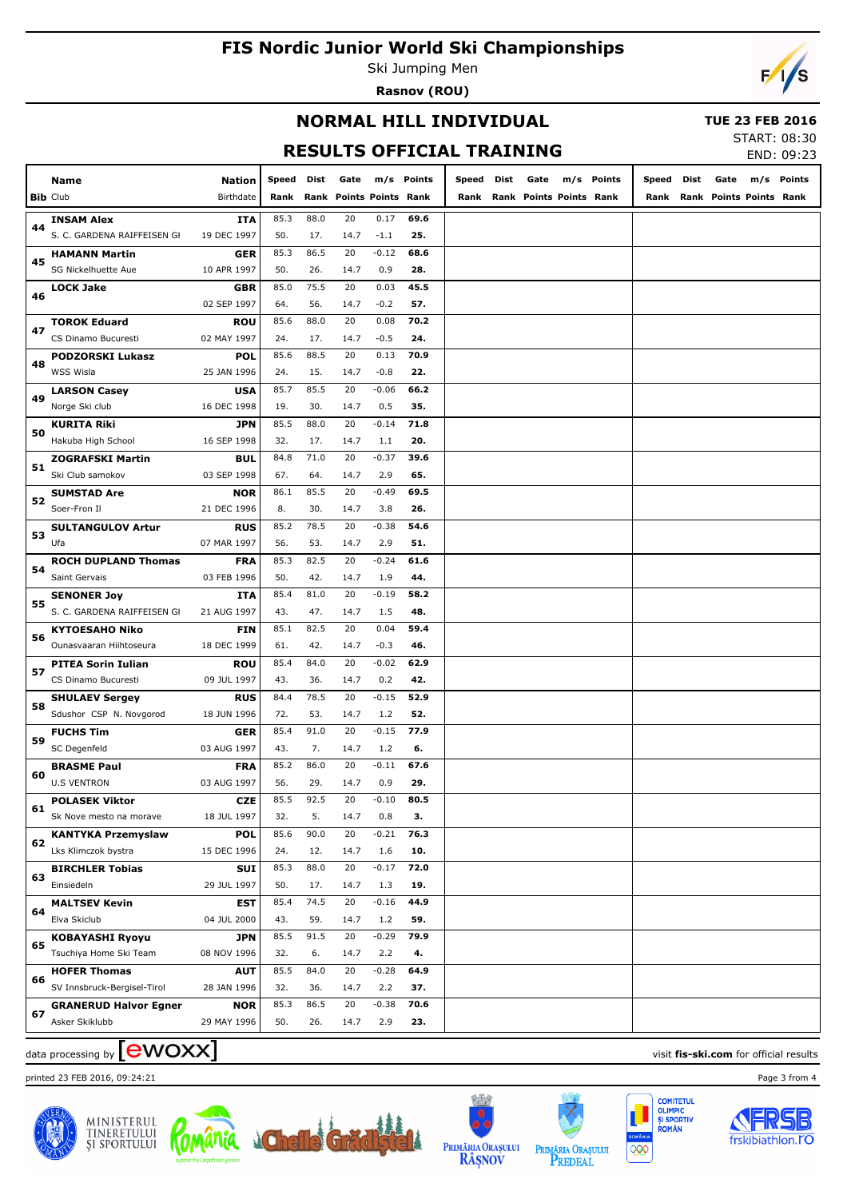# FIS Nordic Junior World Ski Championships

Ski Jumping Men

**Rasnov (ROU)**

## NORMAL HILL INDIVIDUAL

**TUE 23 FEB 2016**

START: 08:30

END: 09:23

## RESULTS OFFICIAL TRAINING

| Bib | Name / Club | Nation / Birthdate | Speed / Rank | Dist / Rank | Gate / Points | m/s / Points | Points / Rank |
|---|---|---|---|---|---|---|---|
| 44 | **INSAM Alex** / S. C. GARDENA RAIFFEISEN GI | **ITA** / 19 DEC 1997 | 85.3 / 50. | 88.0 / 17. | 20 / 14.7 | 0.17 / -1.1 | **69.6** / **25.** |
| 45 | **HAMANN Martin** / SG Nickelhuette Aue | **GER** / 10 APR 1997 | 85.3 / 50. | 86.5 / 26. | 20 / 14.7 | -0.12 / 0.9 | **68.6** / **28.** |
| 46 | **LOCK Jake** | **GBR** / 02 SEP 1997 | 85.0 / 64. | 75.5 / 56. | 20 / 14.7 | 0.03 / -0.2 | **45.5** / **57.** |
| 47 | **TOROK Eduard** / CS Dinamo Bucuresti | **ROU** / 02 MAY 1997 | 85.6 / 24. | 88.0 / 17. | 20 / 14.7 | 0.08 / -0.5 | **70.2** / **24.** |
| 48 | **PODZORSKI Lukasz** / WSS Wisla | **POL** / 25 JAN 1996 | 85.6 / 24. | 88.5 / 15. | 20 / 14.7 | 0.13 / -0.8 | **70.9** / **22.** |
| 49 | **LARSON Casey** / Norge Ski club | **USA** / 16 DEC 1998 | 85.7 / 19. | 85.5 / 30. | 20 / 14.7 | -0.06 / 0.5 | **66.2** / **35.** |
| 50 | **KURITA Riki** / Hakuba High School | **JPN** / 16 SEP 1998 | 85.5 / 32. | 88.0 / 17. | 20 / 14.7 | -0.14 / 1.1 | **71.8** / **20.** |
| 51 | **ZOGRAFSKI Martin** / Ski Club samokov | **BUL** / 03 SEP 1998 | 84.8 / 67. | 71.0 / 64. | 20 / 14.7 | -0.37 / 2.9 | **39.6** / **65.** |
| 52 | **SUMSTAD Are** / Soer-Fron Il | **NOR** / 21 DEC 1996 | 86.1 / 8. | 85.5 / 30. | 20 / 14.7 | -0.49 / 3.8 | **69.5** / **26.** |
| 53 | **SULTANGULOV Artur** / Ufa | **RUS** / 07 MAR 1997 | 85.2 / 56. | 78.5 / 53. | 20 / 14.7 | -0.38 / 2.9 | **54.6** / **51.** |
| 54 | **ROCH DUPLAND Thomas** / Saint Gervais | **FRA** / 03 FEB 1996 | 85.3 / 50. | 82.5 / 42. | 20 / 14.7 | -0.24 / 1.9 | **61.6** / **44.** |
| 55 | **SENONER Joy** / S. C. GARDENA RAIFFEISEN GI | **ITA** / 21 AUG 1997 | 85.4 / 43. | 81.0 / 47. | 20 / 14.7 | -0.19 / 1.5 | **58.2** / **48.** |
| 56 | **KYTOESAHO Niko** / Ounasvaaran Hiihtoseura | **FIN** / 18 DEC 1999 | 85.1 / 61. | 82.5 / 42. | 20 / 14.7 | 0.04 / -0.3 | **59.4** / **46.** |
| 57 | **PITEA Sorin Iulian** / CS Dinamo Bucuresti | **ROU** / 09 JUL 1997 | 85.4 / 43. | 84.0 / 36. | 20 / 14.7 | -0.02 / 0.2 | **62.9** / **42.** |
| 58 | **SHULAEV Sergey** / Sdushor CSP N. Novgorod | **RUS** / 18 JUN 1996 | 84.4 / 72. | 78.5 / 53. | 20 / 14.7 | -0.15 / 1.2 | **52.9** / **52.** |
| 59 | **FUCHS Tim** / SC Degenfeld | **GER** / 03 AUG 1997 | 85.4 / 43. | 91.0 / 7. | 20 / 14.7 | -0.15 / 1.2 | **77.9** / **6.** |
| 60 | **BRASME Paul** / U.S VENTRON | **FRA** / 03 AUG 1997 | 85.2 / 56. | 86.0 / 29. | 20 / 14.7 | -0.11 / 0.9 | **67.6** / **29.** |
| 61 | **POLASEK Viktor** / Sk Nove mesto na morave | **CZE** / 18 JUL 1997 | 85.5 / 32. | 92.5 / 5. | 20 / 14.7 | -0.10 / 0.8 | **80.5** / **3.** |
| 62 | **KANTYKA Przemyslaw** / Lks Klimczok bystra | **POL** / 15 DEC 1996 | 85.6 / 24. | 90.0 / 12. | 20 / 14.7 | -0.21 / 1.6 | **76.3** / **10.** |
| 63 | **BIRCHLER Tobias** / Einsiedeln | **SUI** / 29 JUL 1997 | 85.3 / 50. | 88.0 / 17. | 20 / 14.7 | -0.17 / 1.3 | **72.0** / **19.** |
| 64 | **MALTSEV Kevin** / Elva Skiclub | **EST** / 04 JUL 2000 | 85.4 / 43. | 74.5 / 59. | 20 / 14.7 | -0.16 / 1.2 | **44.9** / **59.** |
| 65 | **KOBAYASHI Ryoyu** / Tsuchiya Home Ski Team | **JPN** / 08 NOV 1996 | 85.5 / 32. | 91.5 / 6. | 20 / 14.7 | -0.29 / 2.2 | **79.9** / **4.** |
| 66 | **HOFER Thomas** / SV Innsbruck-Bergisel-Tirol | **AUT** / 28 JAN 1996 | 85.5 / 32. | 84.0 / 36. | 20 / 14.7 | -0.28 / 2.2 | **64.9** / **37.** |
| 67 | **GRANERUD Halvor Egner** / Asker Skiklubb | **NOR** / 29 MAY 1996 | 85.3 / 50. | 86.5 / 26. | 20 / 14.7 | -0.38 / 2.9 | **70.6** / **23.** |

data processing by ewoxx — visit **fis-ski.com** for official results

printed 23 FEB 2016, 09:24:21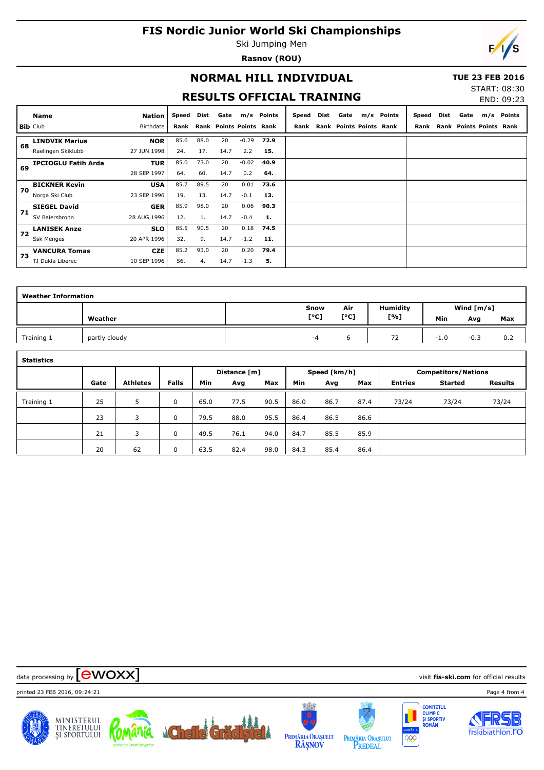# FIS Nordic Junior World Ski Championships

Ski Jumping Men

**Rasnov (ROU)**

## NORMAL HILL INDIVIDUAL

## RESULTS OFFICIAL TRAINING

**TUE 23 FEB 2016**

START: 08:30

END: 09:23

| Bib | Name / Club | Nation / Birthdate | Speed / Rank | Dist / Rank | Gate / Points | m/s / Points | Points / Rank | Speed / Rank | Dist / Rank | Gate / Points | m/s / Points | Points / Rank | Speed / Rank | Dist / Rank | Gate / Points | m/s / Points | Points / Rank |
|---|---|---|---|---|---|---|---|---|---|---|---|---|---|---|---|---|---|
| 68 | **LINDVIK Marius** | **NOR** | 85.6 | 88.0 | 20 | -0.29 | **72.9** | | | | | | | | | | |
| | Raelingen Skiklubb | 27 JUN 1998 | 24. | 17. | 14.7 | 2.2 | **15.** | | | | | | | | | | |
| 69 | **IPCIOGLU Fatih Arda** | **TUR** | 85.0 | 73.0 | 20 | -0.02 | **40.9** | | | | | | | | | | |
| | | 28 SEP 1997 | 64. | 60. | 14.7 | 0.2 | **64.** | | | | | | | | | | |
| 70 | **BICKNER Kevin** | **USA** | 85.7 | 89.5 | 20 | 0.01 | **73.6** | | | | | | | | | | |
| | Norge Ski Club | 23 SEP 1996 | 19. | 13. | 14.7 | -0.1 | **13.** | | | | | | | | | | |
| 71 | **SIEGEL David** | **GER** | 85.9 | 98.0 | 20 | 0.06 | **90.3** | | | | | | | | | | |
| | SV Baiersbronn | 28 AUG 1996 | 12. | 1. | 14.7 | -0.4 | **1.** | | | | | | | | | | |
| 72 | **LANISEK Anze** | **SLO** | 85.5 | 90.5 | 20 | 0.18 | **74.5** | | | | | | | | | | |
| | Ssk Menges | 20 APR 1996 | 32. | 9. | 14.7 | -1.2 | **11.** | | | | | | | | | | |
| 73 | **VANCURA Tomas** | **CZE** | 85.2 | 93.0 | 20 | 0.20 | **79.4** | | | | | | | | | | |
| | TJ Dukla Liberec | 10 SEP 1996 | 56. | 4. | 14.7 | -1.3 | **5.** | | | | | | | | | | |

### Weather Information

| | Weather | Snow [°C] | Air [°C] | Humidity [%] | Wind [m/s] Min | Avg | Max |
|---|---|---|---|---|---|---|---|
| Training 1 | partly cloudy | -4 | 6 | 72 | -1.0 | -0.3 | 0.2 |

### Statistics

| | Gate | Athletes | Falls | Distance [m] Min | Avg | Max | Speed [km/h] Min | Avg | Max | Competitors/Nations Entries | Started | Results |
|---|---|---|---|---|---|---|---|---|---|---|---|---|
| Training 1 | 25 | 5 | 0 | 65.0 | 77.5 | 90.5 | 86.0 | 86.7 | 87.4 | 73/24 | 73/24 | 73/24 |
| | 23 | 3 | 0 | 79.5 | 88.0 | 95.5 | 86.4 | 86.5 | 86.6 | | | |
| | 21 | 3 | 0 | 49.5 | 76.1 | 94.0 | 84.7 | 85.5 | 85.9 | | | |
| | 20 | 62 | 0 | 63.5 | 82.4 | 98.0 | 84.3 | 85.4 | 86.4 | | | |

data processing by [ewoxx]

visit **fis-ski.com** for official results

printed 23 FEB 2016, 09:24:21